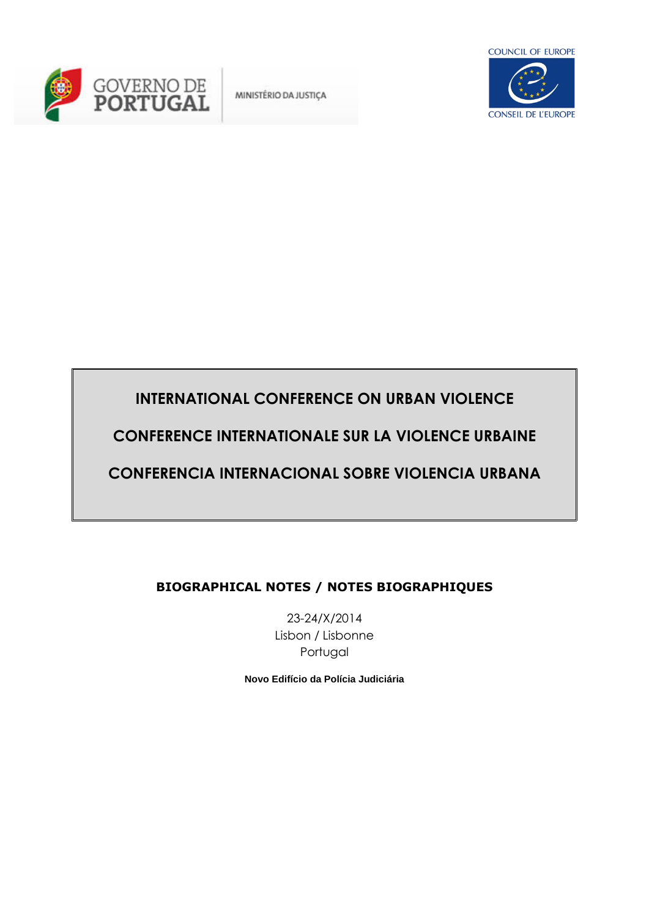GOVERNO DE PORTUGAL

MINISTÉRIO DA JUSTIÇA

COUNCIL OF EUROPE

CONSEIL DE L'EUROPE

# INTERNATIONAL CONFERENCE ON URBAN VIOLENCE

# CONFERENCE INTERNATIONALE SUR LA VIOLENCE URBAINE

# CONFERENCIA INTERNACIONAL SOBRE VIOLENCIA URBANA

## BIOGRAPHICAL NOTES / NOTES BIOGRAPHIQUES

23-24/X/2014
Lisbon / Lisbonne
Portugal

**Novo Edifício da Polícia Judiciária**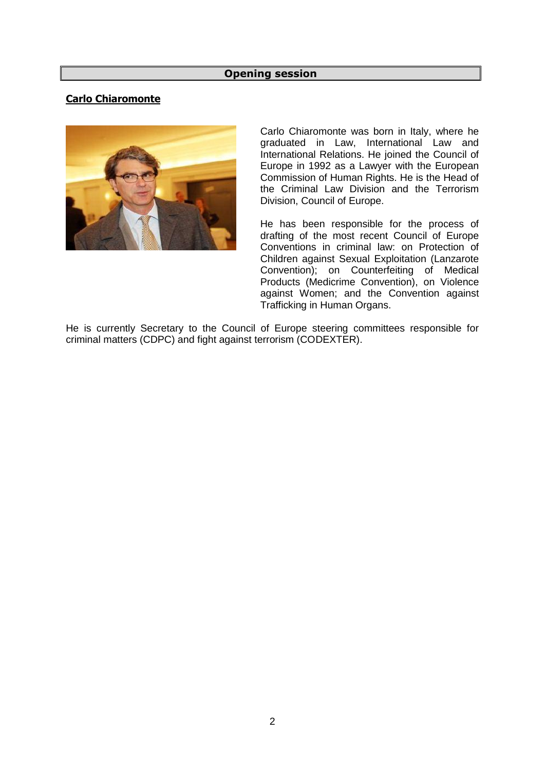## Opening session

### Carlo Chiaromonte

Carlo Chiaromonte was born in Italy, where he graduated in Law, International Law and International Relations. He joined the Council of Europe in 1992 as a Lawyer with the European Commission of Human Rights. He is the Head of the Criminal Law Division and the Terrorism Division, Council of Europe.

He has been responsible for the process of drafting of the most recent Council of Europe Conventions in criminal law: on Protection of Children against Sexual Exploitation (Lanzarote Convention); on Counterfeiting of Medical Products (Medicrime Convention), on Violence against Women; and the Convention against Trafficking in Human Organs.

He is currently Secretary to the Council of Europe steering committees responsible for criminal matters (CDPC) and fight against terrorism (CODEXTER).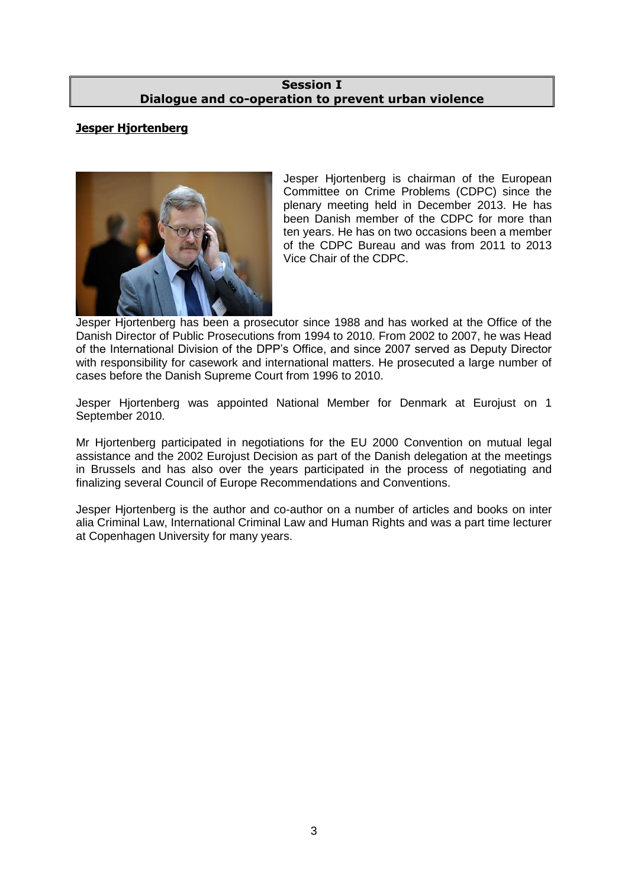## Session I
## Dialogue and co-operation to prevent urban violence

### Jesper Hjortenberg

Jesper Hjortenberg is chairman of the European Committee on Crime Problems (CDPC) since the plenary meeting held in December 2013. He has been Danish member of the CDPC for more than ten years. He has on two occasions been a member of the CDPC Bureau and was from 2011 to 2013 Vice Chair of the CDPC.

Jesper Hjortenberg has been a prosecutor since 1988 and has worked at the Office of the Danish Director of Public Prosecutions from 1994 to 2010. From 2002 to 2007, he was Head of the International Division of the DPP's Office, and since 2007 served as Deputy Director with responsibility for casework and international matters. He prosecuted a large number of cases before the Danish Supreme Court from 1996 to 2010.

Jesper Hjortenberg was appointed National Member for Denmark at Eurojust on 1 September 2010.

Mr Hjortenberg participated in negotiations for the EU 2000 Convention on mutual legal assistance and the 2002 Eurojust Decision as part of the Danish delegation at the meetings in Brussels and has also over the years participated in the process of negotiating and finalizing several Council of Europe Recommendations and Conventions.

Jesper Hjortenberg is the author and co-author on a number of articles and books on inter alia Criminal Law, International Criminal Law and Human Rights and was a part time lecturer at Copenhagen University for many years.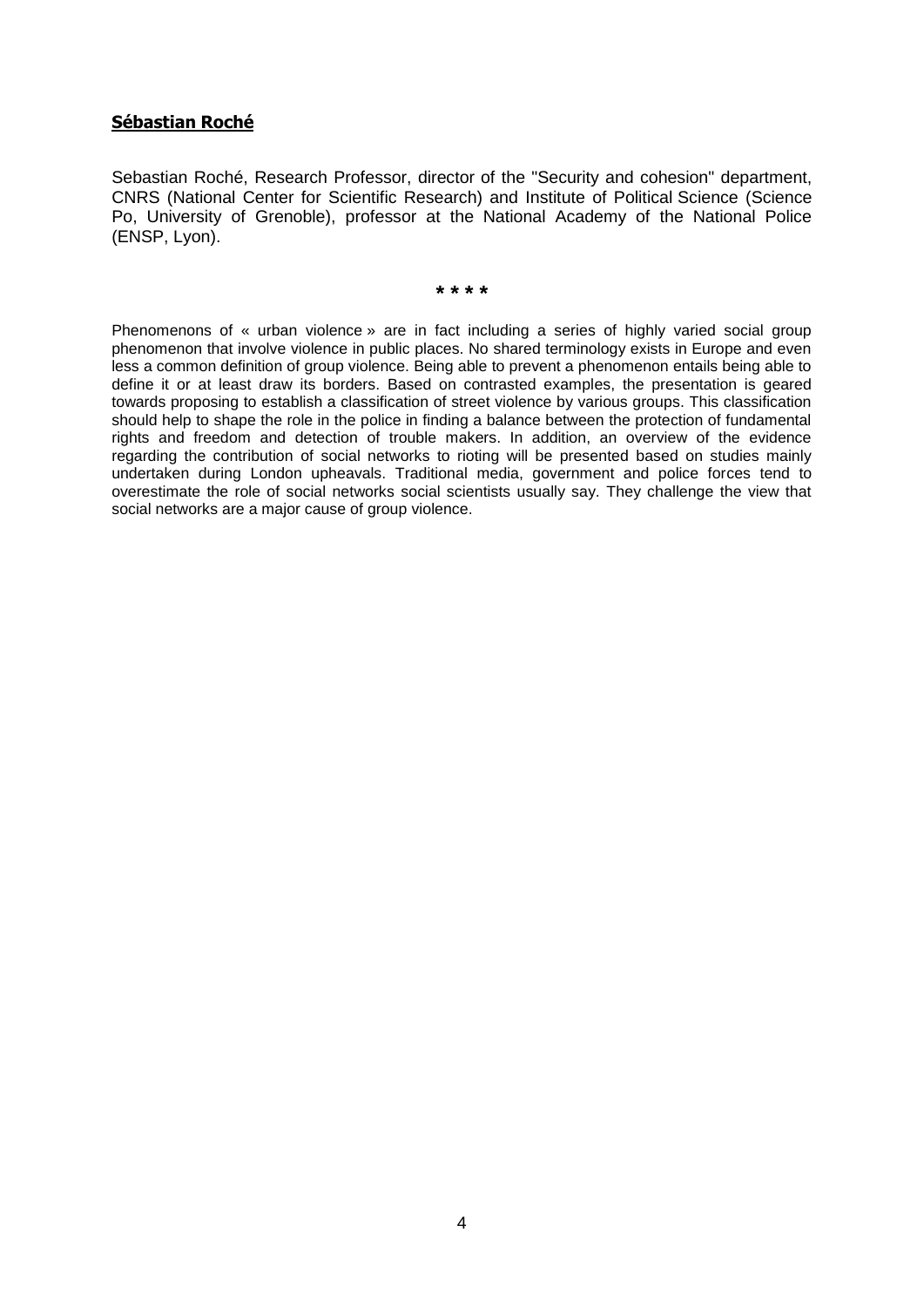**Sébastian Roché**

Sebastian Roché, Research Professor, director of the "Security and cohesion" department, CNRS (National Center for Scientific Research) and Institute of Political Science (Science Po, University of Grenoble), professor at the National Academy of the National Police (ENSP, Lyon).

* * * *

Phenomenons of « urban violence » are in fact including a series of highly varied social group phenomenon that involve violence in public places. No shared terminology exists in Europe and even less a common definition of group violence. Being able to prevent a phenomenon entails being able to define it or at least draw its borders. Based on contrasted examples, the presentation is geared towards proposing to establish a classification of street violence by various groups. This classification should help to shape the role in the police in finding a balance between the protection of fundamental rights and freedom and detection of trouble makers. In addition, an overview of the evidence regarding the contribution of social networks to rioting will be presented based on studies mainly undertaken during London upheavals. Traditional media, government and police forces tend to overestimate the role of social networks social scientists usually say. They challenge the view that social networks are a major cause of group violence.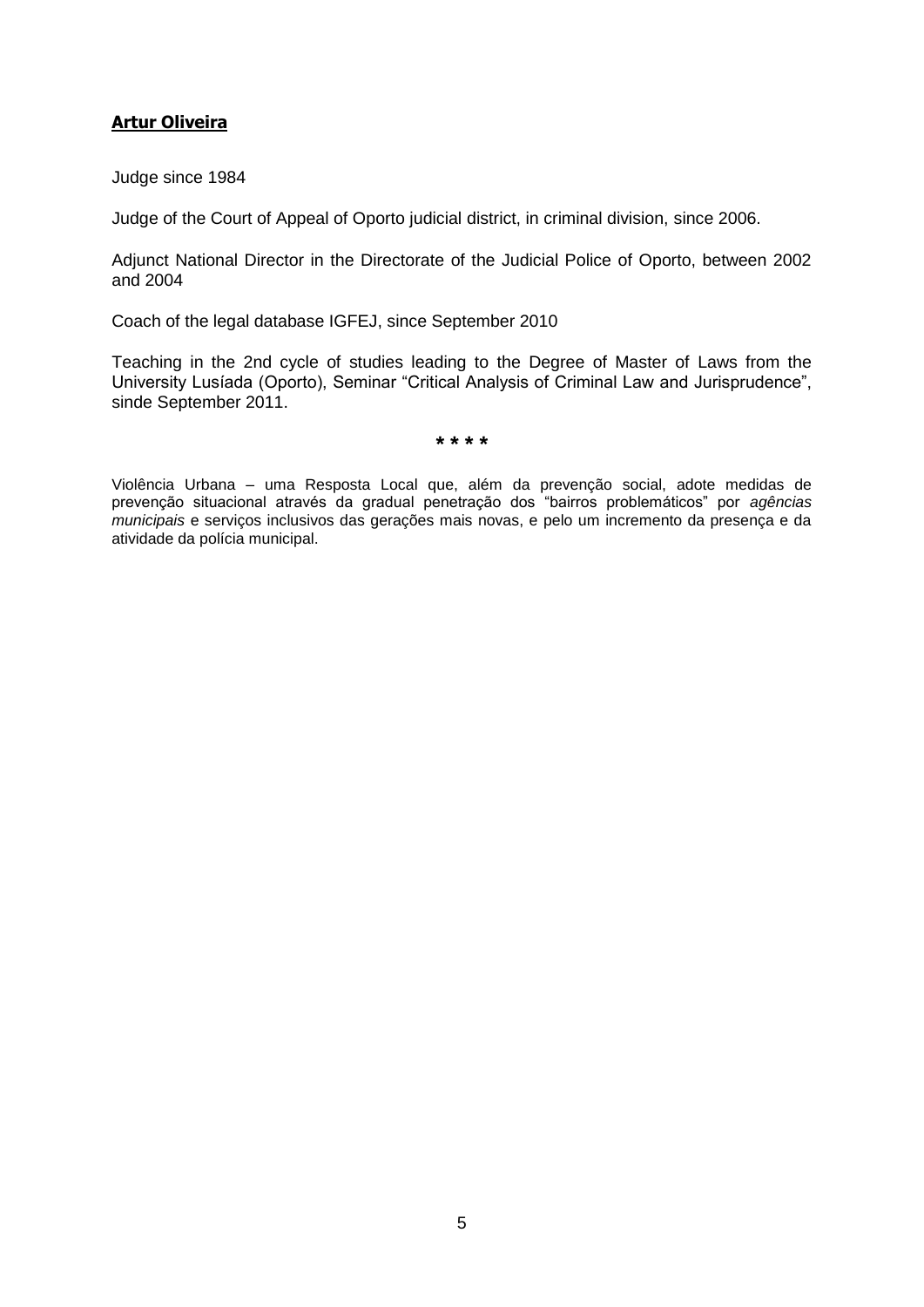**Artur Oliveira**

Judge since 1984

Judge of the Court of Appeal of Oporto judicial district, in criminal division, since 2006.

Adjunct National Director in the Directorate of the Judicial Police of Oporto, between 2002 and 2004

Coach of the legal database IGFEJ, since September 2010

Teaching in the 2nd cycle of studies leading to the Degree of Master of Laws from the University Lusíada (Oporto), Seminar "Critical Analysis of Criminal Law and Jurisprudence", sinde September 2011.

**\* \* \* \***

Violência Urbana – uma Resposta Local que, além da prevenção social, adote medidas de prevenção situacional através da gradual penetração dos "bairros problemáticos" por *agências municipais* e serviços inclusivos das gerações mais novas, e pelo um incremento da presença e da atividade da polícia municipal.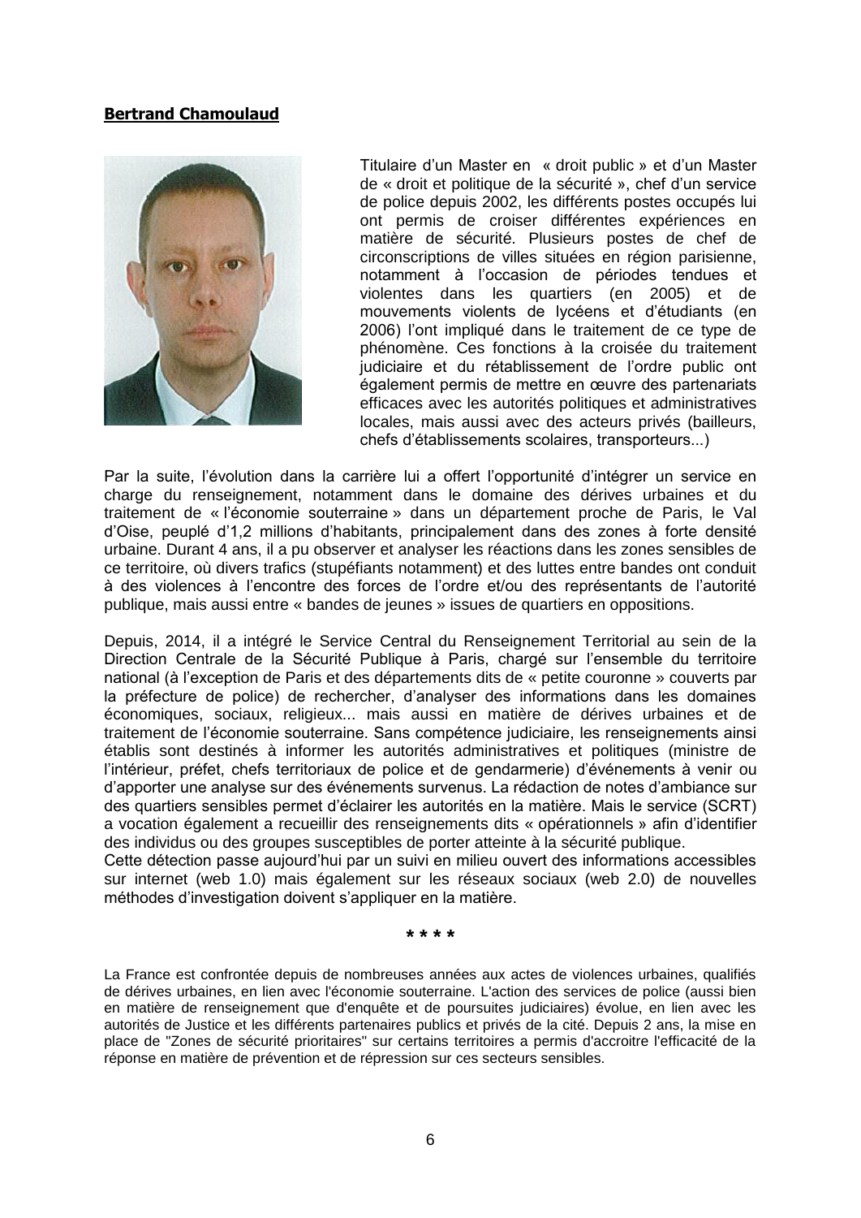**Bertrand Chamoulaud**

Titulaire d'un Master en « droit public » et d'un Master de « droit et politique de la sécurité », chef d'un service de police depuis 2002, les différents postes occupés lui ont permis de croiser différentes expériences en matière de sécurité. Plusieurs postes de chef de circonscriptions de villes situées en région parisienne, notamment à l'occasion de périodes tendues et violentes dans les quartiers (en 2005) et de mouvements violents de lycéens et d'étudiants (en 2006) l'ont impliqué dans le traitement de ce type de phénomène. Ces fonctions à la croisée du traitement judiciaire et du rétablissement de l'ordre public ont également permis de mettre en œuvre des partenariats efficaces avec les autorités politiques et administratives locales, mais aussi avec des acteurs privés (bailleurs, chefs d'établissements scolaires, transporteurs...)

Par la suite, l'évolution dans la carrière lui a offert l'opportunité d'intégrer un service en charge du renseignement, notamment dans le domaine des dérives urbaines et du traitement de « l'économie souterraine » dans un département proche de Paris, le Val d'Oise, peuplé d'1,2 millions d'habitants, principalement dans des zones à forte densité urbaine. Durant 4 ans, il a pu observer et analyser les réactions dans les zones sensibles de ce territoire, où divers trafics (stupéfiants notamment) et des luttes entre bandes ont conduit à des violences à l'encontre des forces de l'ordre et/ou des représentants de l'autorité publique, mais aussi entre « bandes de jeunes » issues de quartiers en oppositions.

Depuis, 2014, il a intégré le Service Central du Renseignement Territorial au sein de la Direction Centrale de la Sécurité Publique à Paris, chargé sur l'ensemble du territoire national (à l'exception de Paris et des départements dits de « petite couronne » couverts par la préfecture de police) de rechercher, d'analyser des informations dans les domaines économiques, sociaux, religieux... mais aussi en matière de dérives urbaines et de traitement de l'économie souterraine. Sans compétence judiciaire, les renseignements ainsi établis sont destinés à informer les autorités administratives et politiques (ministre de l'intérieur, préfet, chefs territoriaux de police et de gendarmerie) d'événements à venir ou d'apporter une analyse sur des événements survenus. La rédaction de notes d'ambiance sur des quartiers sensibles permet d'éclairer les autorités en la matière. Mais le service (SCRT) a vocation également a recueillir des renseignements dits « opérationnels » afin d'identifier des individus ou des groupes susceptibles de porter atteinte à la sécurité publique.
Cette détection passe aujourd'hui par un suivi en milieu ouvert des informations accessibles sur internet (web 1.0) mais également sur les réseaux sociaux (web 2.0) de nouvelles méthodes d'investigation doivent s'appliquer en la matière.

\* \* \* \*

La France est confrontée depuis de nombreuses années aux actes de violences urbaines, qualifiés de dérives urbaines, en lien avec l'économie souterraine. L'action des services de police (aussi bien en matière de renseignement que d'enquête et de poursuites judiciaires) évolue, en lien avec les autorités de Justice et les différents partenaires publics et privés de la cité. Depuis 2 ans, la mise en place de "Zones de sécurité prioritaires" sur certains territoires a permis d'accroitre l'efficacité de la réponse en matière de prévention et de répression sur ces secteurs sensibles.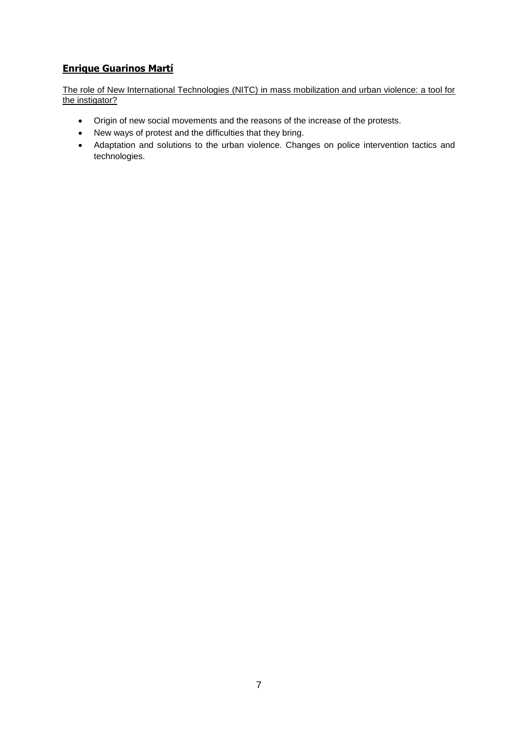## **Enrique Guarinos Martí**

The role of New International Technologies (NITC) in mass mobilization and urban violence: a tool for the instigator?

- Origin of new social movements and the reasons of the increase of the protests.
- New ways of protest and the difficulties that they bring.
- Adaptation and solutions to the urban violence. Changes on police intervention tactics and technologies.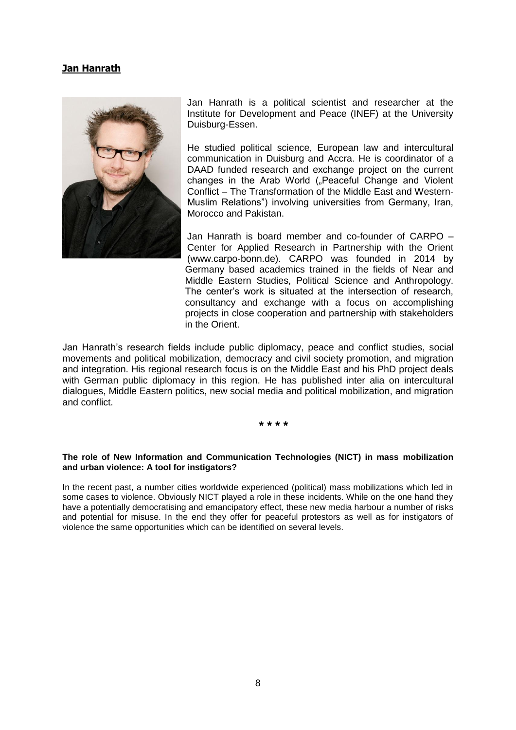## **Jan Hanrath**

Jan Hanrath is a political scientist and researcher at the Institute for Development and Peace (INEF) at the University Duisburg-Essen.

He studied political science, European law and intercultural communication in Duisburg and Accra. He is coordinator of a DAAD funded research and exchange project on the current changes in the Arab World („Peaceful Change and Violent Conflict – The Transformation of the Middle East and Western-Muslim Relations") involving universities from Germany, Iran, Morocco and Pakistan.

Jan Hanrath is board member and co-founder of CARPO – Center for Applied Research in Partnership with the Orient (www.carpo-bonn.de). CARPO was founded in 2014 by Germany based academics trained in the fields of Near and Middle Eastern Studies, Political Science and Anthropology. The center's work is situated at the intersection of research, consultancy and exchange with a focus on accomplishing projects in close cooperation and partnership with stakeholders in the Orient.

Jan Hanrath's research fields include public diplomacy, peace and conflict studies, social movements and political mobilization, democracy and civil society promotion, and migration and integration. His regional research focus is on the Middle East and his PhD project deals with German public diplomacy in this region. He has published inter alia on intercultural dialogues, Middle Eastern politics, new social media and political mobilization, and migration and conflict.

**\* \* \* \***

**The role of New Information and Communication Technologies (NICT) in mass mobilization and urban violence: A tool for instigators?**

In the recent past, a number cities worldwide experienced (political) mass mobilizations which led in some cases to violence. Obviously NICT played a role in these incidents. While on the one hand they have a potentially democratising and emancipatory effect, these new media harbour a number of risks and potential for misuse. In the end they offer for peaceful protestors as well as for instigators of violence the same opportunities which can be identified on several levels.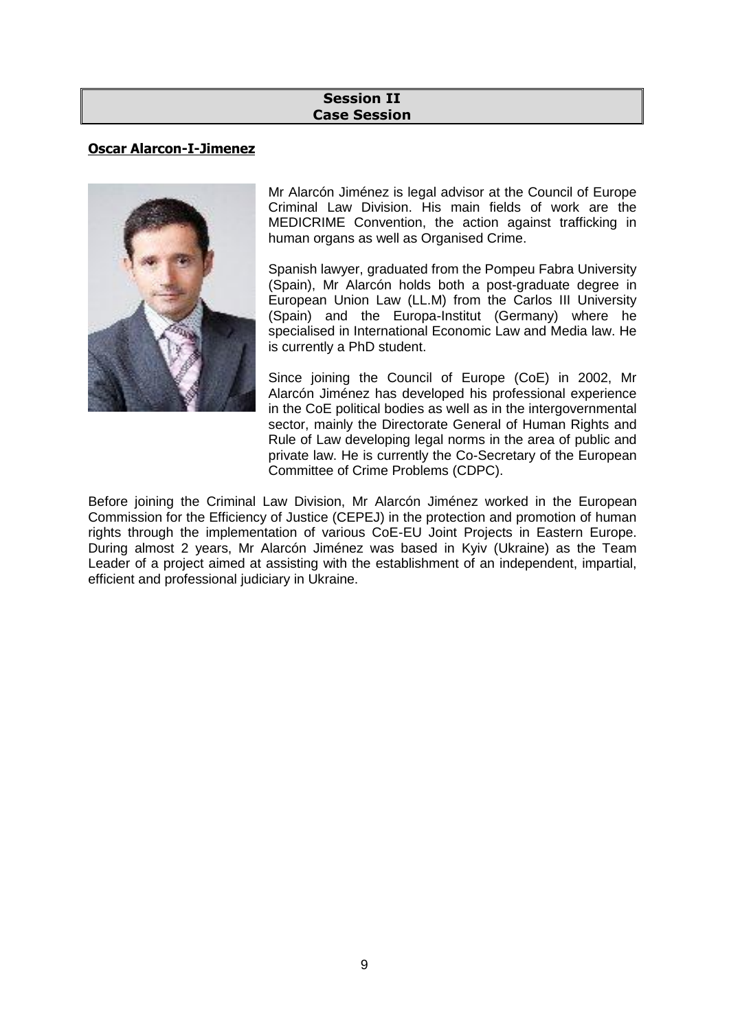# Session II
# Case Session

**Oscar Alarcon-I-Jimenez**

Mr Alarcón Jiménez is legal advisor at the Council of Europe Criminal Law Division. His main fields of work are the MEDICRIME Convention, the action against trafficking in human organs as well as Organised Crime.

Spanish lawyer, graduated from the Pompeu Fabra University (Spain), Mr Alarcón holds both a post-graduate degree in European Union Law (LL.M) from the Carlos III University (Spain) and the Europa-Institut (Germany) where he specialised in International Economic Law and Media law. He is currently a PhD student.

Since joining the Council of Europe (CoE) in 2002, Mr Alarcón Jiménez has developed his professional experience in the CoE political bodies as well as in the intergovernmental sector, mainly the Directorate General of Human Rights and Rule of Law developing legal norms in the area of public and private law. He is currently the Co-Secretary of the European Committee of Crime Problems (CDPC).

Before joining the Criminal Law Division, Mr Alarcón Jiménez worked in the European Commission for the Efficiency of Justice (CEPEJ) in the protection and promotion of human rights through the implementation of various CoE-EU Joint Projects in Eastern Europe. During almost 2 years, Mr Alarcón Jiménez was based in Kyiv (Ukraine) as the Team Leader of a project aimed at assisting with the establishment of an independent, impartial, efficient and professional judiciary in Ukraine.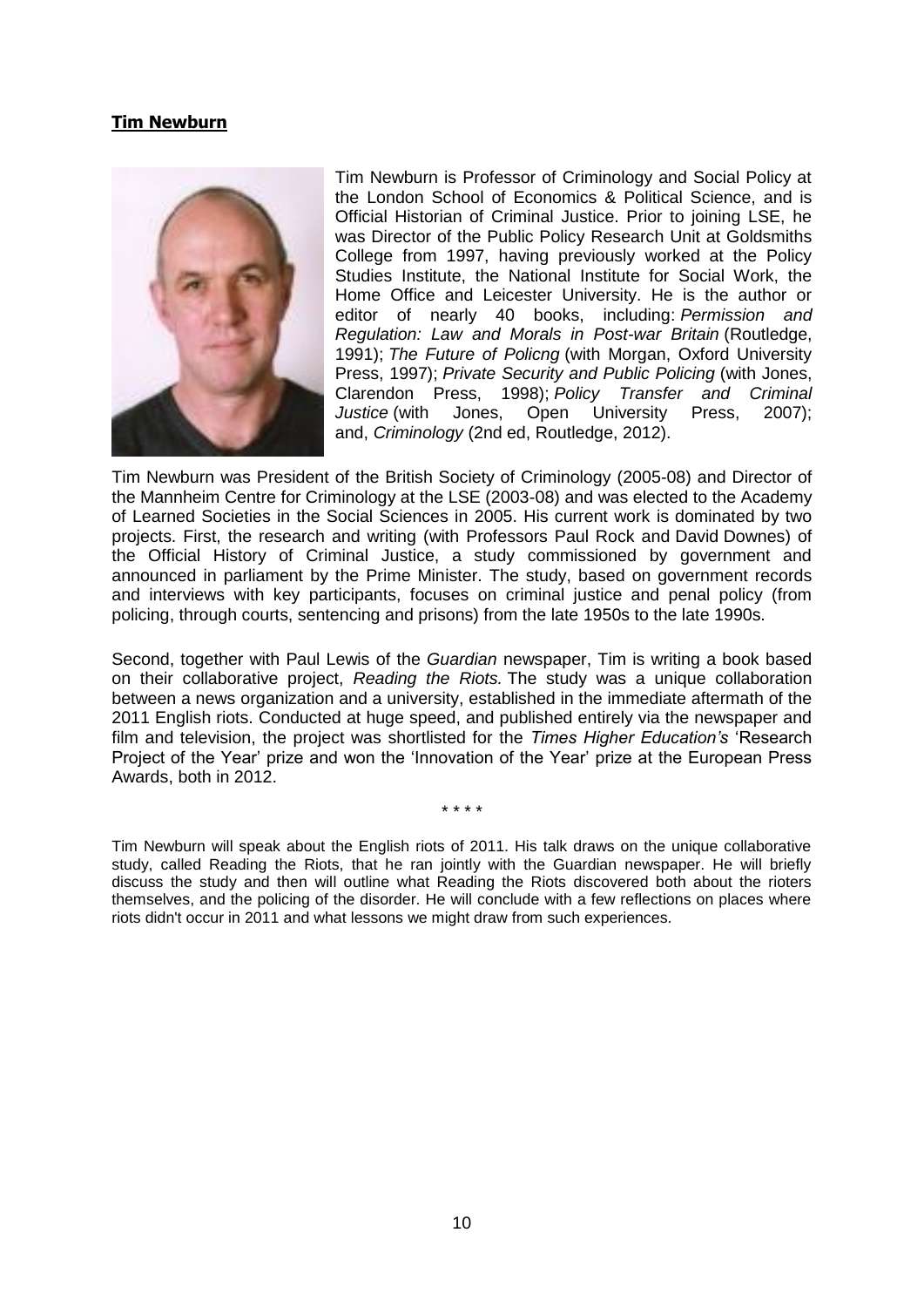**Tim Newburn**

Tim Newburn is Professor of Criminology and Social Policy at the London School of Economics & Political Science, and is Official Historian of Criminal Justice. Prior to joining LSE, he was Director of the Public Policy Research Unit at Goldsmiths College from 1997, having previously worked at the Policy Studies Institute, the National Institute for Social Work, the Home Office and Leicester University. He is the author or editor of nearly 40 books, including: *Permission and Regulation: Law and Morals in Post-war Britain* (Routledge, 1991); *The Future of Policng* (with Morgan, Oxford University Press, 1997); *Private Security and Public Policing* (with Jones, Clarendon Press, 1998); *Policy Transfer and Criminal Justice* (with Jones, Open University Press, 2007); and, *Criminology* (2nd ed, Routledge, 2012).

Tim Newburn was President of the British Society of Criminology (2005-08) and Director of the Mannheim Centre for Criminology at the LSE (2003-08) and was elected to the Academy of Learned Societies in the Social Sciences in 2005. His current work is dominated by two projects. First, the research and writing (with Professors Paul Rock and David Downes) of the Official History of Criminal Justice, a study commissioned by government and announced in parliament by the Prime Minister. The study, based on government records and interviews with key participants, focuses on criminal justice and penal policy (from policing, through courts, sentencing and prisons) from the late 1950s to the late 1990s.

Second, together with Paul Lewis of the *Guardian* newspaper, Tim is writing a book based on their collaborative project, *Reading the Riots.* The study was a unique collaboration between a news organization and a university, established in the immediate aftermath of the 2011 English riots. Conducted at huge speed, and published entirely via the newspaper and film and television, the project was shortlisted for the *Times Higher Education's* 'Research Project of the Year' prize and won the 'Innovation of the Year' prize at the European Press Awards, both in 2012.

\* \* \* \*

Tim Newburn will speak about the English riots of 2011. His talk draws on the unique collaborative study, called Reading the Riots, that he ran jointly with the Guardian newspaper. He will briefly discuss the study and then will outline what Reading the Riots discovered both about the rioters themselves, and the policing of the disorder. He will conclude with a few reflections on places where riots didn't occur in 2011 and what lessons we might draw from such experiences.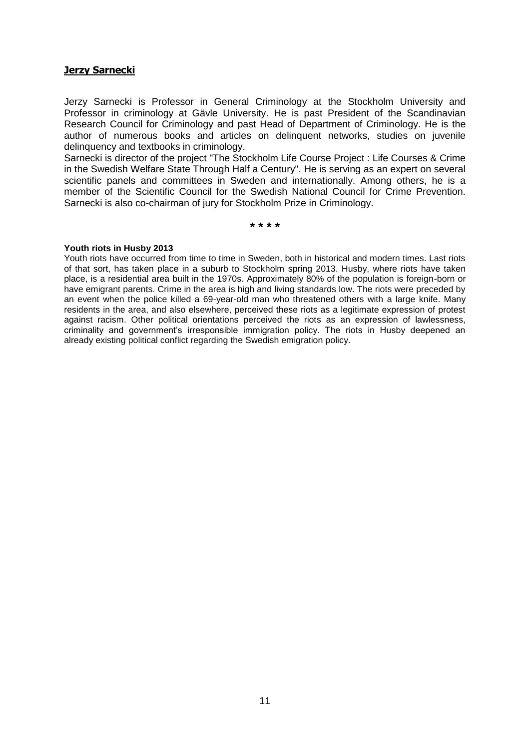## Jerzy Sarnecki

Jerzy Sarnecki is Professor in General Criminology at the Stockholm University and Professor in criminology at Gävle University. He is past President of the Scandinavian Research Council for Criminology and past Head of Department of Criminology. He is the author of numerous books and articles on delinquent networks, studies on juvenile delinquency and textbooks in criminology.

Sarnecki is director of the project "The Stockholm Life Course Project : Life Courses & Crime in the Swedish Welfare State Through Half a Century". He is serving as an expert on several scientific panels and committees in Sweden and internationally. Among others, he is a member of the Scientific Council for the Swedish National Council for Crime Prevention. Sarnecki is also co-chairman of jury for Stockholm Prize in Criminology.

**\* \* \* \***

**Youth riots in Husby 2013**

Youth riots have occurred from time to time in Sweden, both in historical and modern times. Last riots of that sort, has taken place in a suburb to Stockholm spring 2013. Husby, where riots have taken place, is a residential area built in the 1970s. Approximately 80% of the population is foreign-born or have emigrant parents. Crime in the area is high and living standards low. The riots were preceded by an event when the police killed a 69-year-old man who threatened others with a large knife. Many residents in the area, and also elsewhere, perceived these riots as a legitimate expression of protest against racism. Other political orientations perceived the riots as an expression of lawlessness, criminality and government's irresponsible immigration policy. The riots in Husby deepened an already existing political conflict regarding the Swedish emigration policy.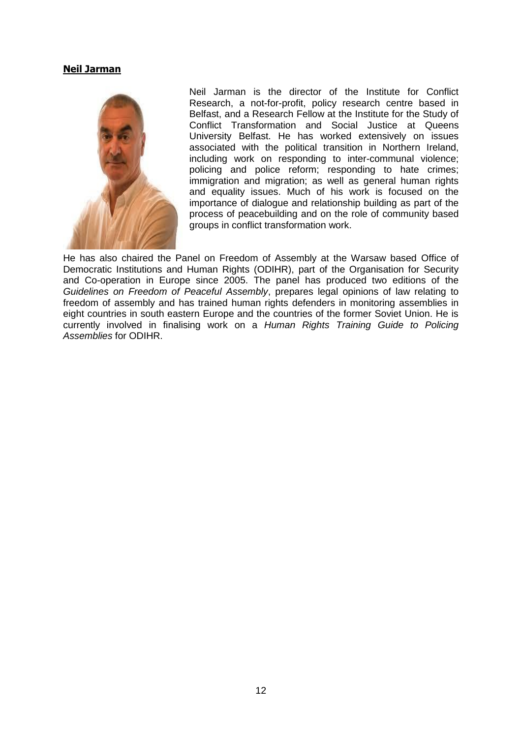**Neil Jarman**

Neil Jarman is the director of the Institute for Conflict Research, a not-for-profit, policy research centre based in Belfast, and a Research Fellow at the Institute for the Study of Conflict Transformation and Social Justice at Queens University Belfast. He has worked extensively on issues associated with the political transition in Northern Ireland, including work on responding to inter-communal violence; policing and police reform; responding to hate crimes; immigration and migration; as well as general human rights and equality issues. Much of his work is focused on the importance of dialogue and relationship building as part of the process of peacebuilding and on the role of community based groups in conflict transformation work.

He has also chaired the Panel on Freedom of Assembly at the Warsaw based Office of Democratic Institutions and Human Rights (ODIHR), part of the Organisation for Security and Co-operation in Europe since 2005. The panel has produced two editions of the *Guidelines on Freedom of Peaceful Assembly*, prepares legal opinions of law relating to freedom of assembly and has trained human rights defenders in monitoring assemblies in eight countries in south eastern Europe and the countries of the former Soviet Union. He is currently involved in finalising work on a *Human Rights Training Guide to Policing Assemblies* for ODIHR.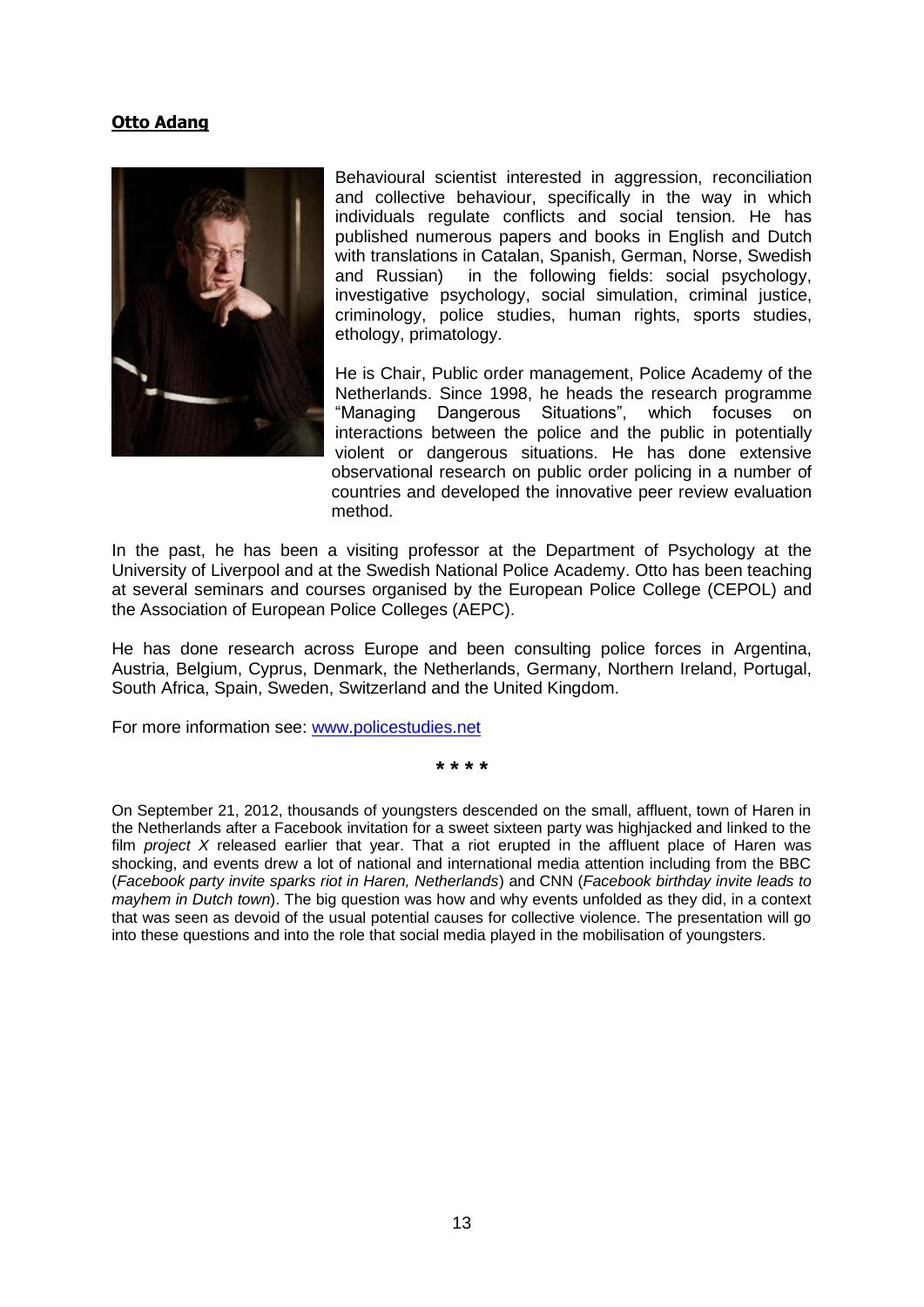**Otto Adang**

Behavioural scientist interested in aggression, reconciliation and collective behaviour, specifically in the way in which individuals regulate conflicts and social tension. He has published numerous papers and books in English and Dutch with translations in Catalan, Spanish, German, Norse, Swedish and Russian) in the following fields: social psychology, investigative psychology, social simulation, criminal justice, criminology, police studies, human rights, sports studies, ethology, primatology.

He is Chair, Public order management, Police Academy of the Netherlands. Since 1998, he heads the research programme "Managing Dangerous Situations", which focuses on interactions between the police and the public in potentially violent or dangerous situations. He has done extensive observational research on public order policing in a number of countries and developed the innovative peer review evaluation method.

In the past, he has been a visiting professor at the Department of Psychology at the University of Liverpool and at the Swedish National Police Academy. Otto has been teaching at several seminars and courses organised by the European Police College (CEPOL) and the Association of European Police Colleges (AEPC).

He has done research across Europe and been consulting police forces in Argentina, Austria, Belgium, Cyprus, Denmark, the Netherlands, Germany, Northern Ireland, Portugal, South Africa, Spain, Sweden, Switzerland and the United Kingdom.

For more information see: [www.policestudies.net](www.policestudies.net)

**\* \* \* \***

On September 21, 2012, thousands of youngsters descended on the small, affluent, town of Haren in the Netherlands after a Facebook invitation for a sweet sixteen party was highjacked and linked to the film *project X* released earlier that year. That a riot erupted in the affluent place of Haren was shocking, and events drew a lot of national and international media attention including from the BBC (*Facebook party invite sparks riot in Haren, Netherlands*) and CNN (*Facebook birthday invite leads to mayhem in Dutch town*). The big question was how and why events unfolded as they did, in a context that was seen as devoid of the usual potential causes for collective violence. The presentation will go into these questions and into the role that social media played in the mobilisation of youngsters.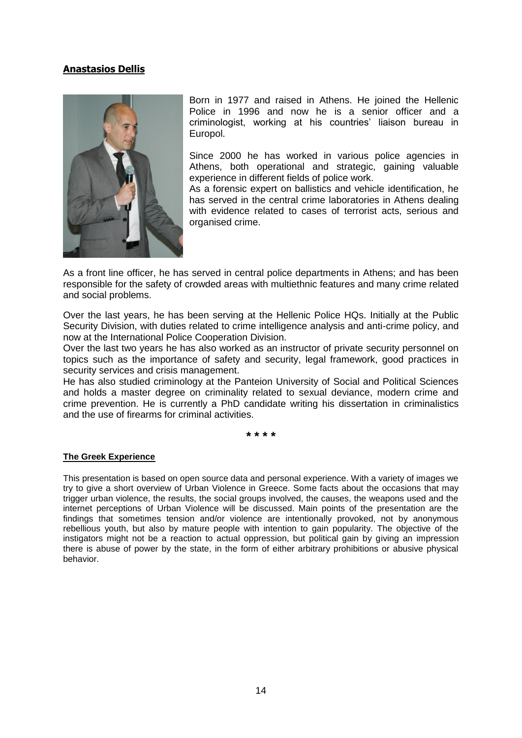## Anastasios Dellis

Born in 1977 and raised in Athens. He joined the Hellenic Police in 1996 and now he is a senior officer and a criminologist, working at his countries' liaison bureau in Europol.

Since 2000 he has worked in various police agencies in Athens, both operational and strategic, gaining valuable experience in different fields of police work.

As a forensic expert on ballistics and vehicle identification, he has served in the central crime laboratories in Athens dealing with evidence related to cases of terrorist acts, serious and organised crime.

As a front line officer, he has served in central police departments in Athens; and has been responsible for the safety of crowded areas with multiethnic features and many crime related and social problems.

Over the last years, he has been serving at the Hellenic Police HQs. Initially at the Public Security Division, with duties related to crime intelligence analysis and anti-crime policy, and now at the International Police Cooperation Division.

Over the last two years he has also worked as an instructor of private security personnel on topics such as the importance of safety and security, legal framework, good practices in security services and crisis management.

He has also studied criminology at the Panteion University of Social and Political Sciences and holds a master degree on criminality related to sexual deviance, modern crime and crime prevention. He is currently a PhD candidate writing his dissertation in criminalistics and the use of firearms for criminal activities.

* * * *

### The Greek Experience

This presentation is based on open source data and personal experience. With a variety of images we try to give a short overview of Urban Violence in Greece. Some facts about the occasions that may trigger urban violence, the results, the social groups involved, the causes, the weapons used and the internet perceptions of Urban Violence will be discussed. Main points of the presentation are the findings that sometimes tension and/or violence are intentionally provoked, not by anonymous rebellious youth, but also by mature people with intention to gain popularity. The objective of the instigators might not be a reaction to actual oppression, but political gain by giving an impression there is abuse of power by the state, in the form of either arbitrary prohibitions or abusive physical behavior.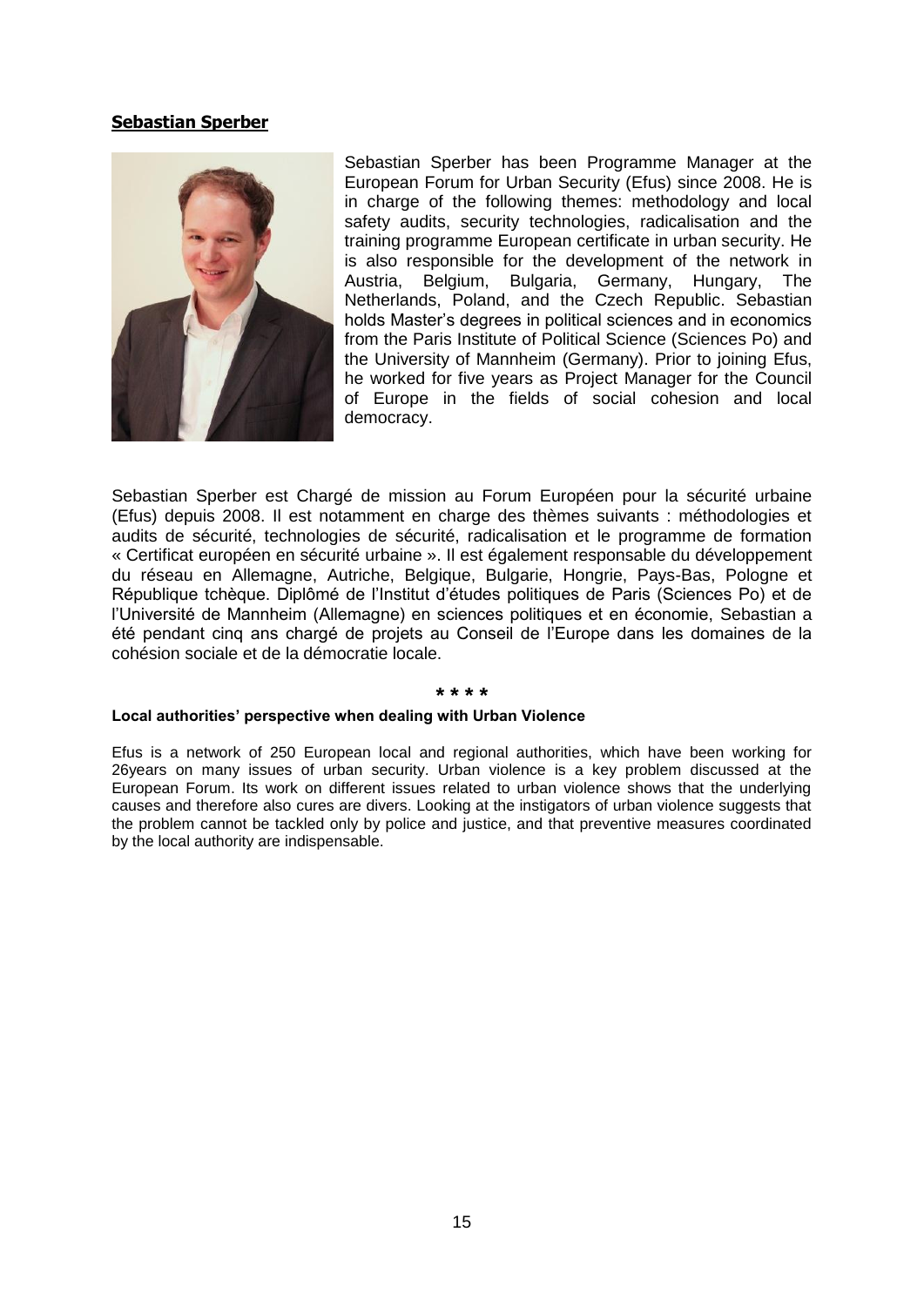**Sebastian Sperber**

Sebastian Sperber has been Programme Manager at the European Forum for Urban Security (Efus) since 2008. He is in charge of the following themes: methodology and local safety audits, security technologies, radicalisation and the training programme European certificate in urban security. He is also responsible for the development of the network in Austria, Belgium, Bulgaria, Germany, Hungary, The Netherlands, Poland, and the Czech Republic. Sebastian holds Master's degrees in political sciences and in economics from the Paris Institute of Political Science (Sciences Po) and the University of Mannheim (Germany). Prior to joining Efus, he worked for five years as Project Manager for the Council of Europe in the fields of social cohesion and local democracy.

Sebastian Sperber est Chargé de mission au Forum Européen pour la sécurité urbaine (Efus) depuis 2008. Il est notamment en charge des thèmes suivants : méthodologies et audits de sécurité, technologies de sécurité, radicalisation et le programme de formation « Certificat européen en sécurité urbaine ». Il est également responsable du développement du réseau en Allemagne, Autriche, Belgique, Bulgarie, Hongrie, Pays-Bas, Pologne et République tchèque. Diplômé de l'Institut d'études politiques de Paris (Sciences Po) et de l'Université de Mannheim (Allemagne) en sciences politiques et en économie, Sebastian a été pendant cinq ans chargé de projets au Conseil de l'Europe dans les domaines de la cohésion sociale et de la démocratie locale.

\* \* \* \*

**Local authorities' perspective when dealing with Urban Violence**

Efus is a network of 250 European local and regional authorities, which have been working for 26years on many issues of urban security. Urban violence is a key problem discussed at the European Forum. Its work on different issues related to urban violence shows that the underlying causes and therefore also cures are divers. Looking at the instigators of urban violence suggests that the problem cannot be tackled only by police and justice, and that preventive measures coordinated by the local authority are indispensable.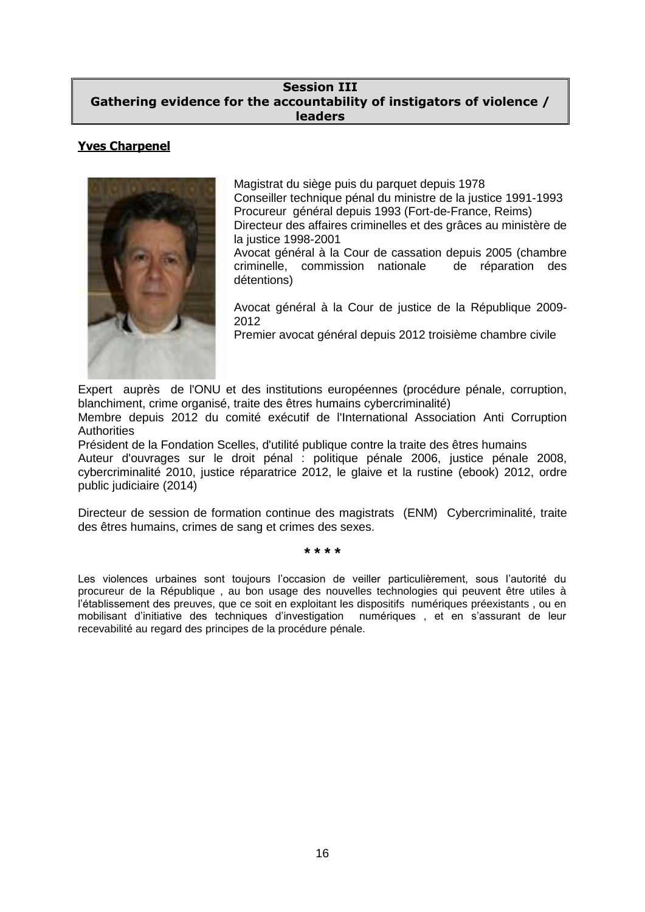**Session III**
**Gathering evidence for the accountability of instigators of violence / leaders**

**Yves Charpenel**

Magistrat du siège puis du parquet depuis 1978
Conseiller technique pénal du ministre de la justice 1991-1993
Procureur général depuis 1993 (Fort-de-France, Reims)
Directeur des affaires criminelles et des grâces au ministère de la justice 1998-2001
Avocat général à la Cour de cassation depuis 2005 (chambre criminelle, commission nationale de réparation des détentions)

Avocat général à la Cour de justice de la République 2009-2012
Premier avocat général depuis 2012 troisième chambre civile

Expert auprès de l'ONU et des institutions européennes (procédure pénale, corruption, blanchiment, crime organisé, traite des êtres humains cybercriminalité)
Membre depuis 2012 du comité exécutif de l'International Association Anti Corruption Authorities
Président de la Fondation Scelles, d'utilité publique contre la traite des êtres humains
Auteur d'ouvrages sur le droit pénal : politique pénale 2006, justice pénale 2008, cybercriminalité 2010, justice réparatrice 2012, le glaive et la rustine (ebook) 2012, ordre public judiciaire (2014)

Directeur de session de formation continue des magistrats (ENM) Cybercriminalité, traite des êtres humains, crimes de sang et crimes des sexes.

\* \* \* \*

Les violences urbaines sont toujours l'occasion de veiller particulièrement, sous l'autorité du procureur de la République , au bon usage des nouvelles technologies qui peuvent être utiles à l'établissement des preuves, que ce soit en exploitant les dispositifs numériques préexistants , ou en mobilisant d'initiative des techniques d'investigation numériques , et en s'assurant de leur recevabilité au regard des principes de la procédure pénale.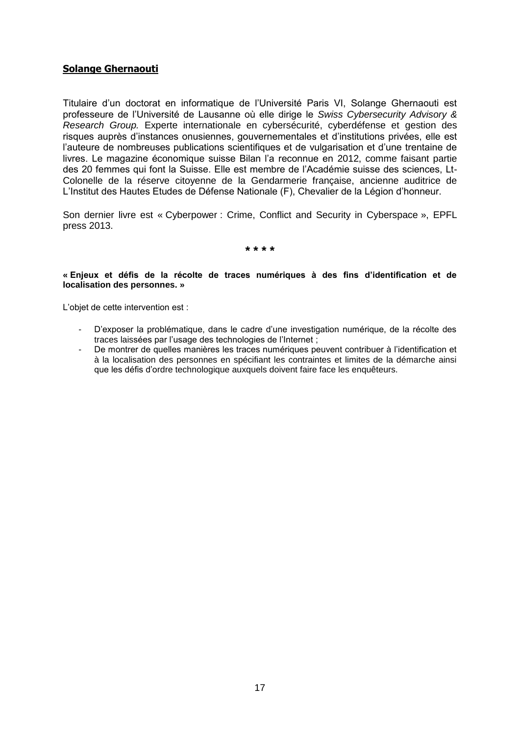**Solange Ghernaouti**

Titulaire d'un doctorat en informatique de l'Université Paris VI, Solange Ghernaouti est professeure de l'Université de Lausanne où elle dirige le *Swiss Cybersecurity Advisory & Research Group.* Experte internationale en cybersécurité, cyberdéfense et gestion des risques auprès d'instances onusiennes, gouvernementales et d'institutions privées, elle est l'auteure de nombreuses publications scientifiques et de vulgarisation et d'une trentaine de livres. Le magazine économique suisse Bilan l'a reconnue en 2012, comme faisant partie des 20 femmes qui font la Suisse. Elle est membre de l'Académie suisse des sciences, Lt-Colonelle de la réserve citoyenne de la Gendarmerie française, ancienne auditrice de L'Institut des Hautes Etudes de Défense Nationale (F), Chevalier de la Légion d'honneur.

Son dernier livre est « Cyberpower : Crime, Conflict and Security in Cyberspace », EPFL press 2013.

**\* \* \* \***

**« Enjeux et défis de la récolte de traces numériques à des fins d'identification et de localisation des personnes. »**

L'objet de cette intervention est :

- D'exposer la problématique, dans le cadre d'une investigation numérique, de la récolte des traces laissées par l'usage des technologies de l'Internet ;
- De montrer de quelles manières les traces numériques peuvent contribuer à l'identification et à la localisation des personnes en spécifiant les contraintes et limites de la démarche ainsi que les défis d'ordre technologique auxquels doivent faire face les enquêteurs.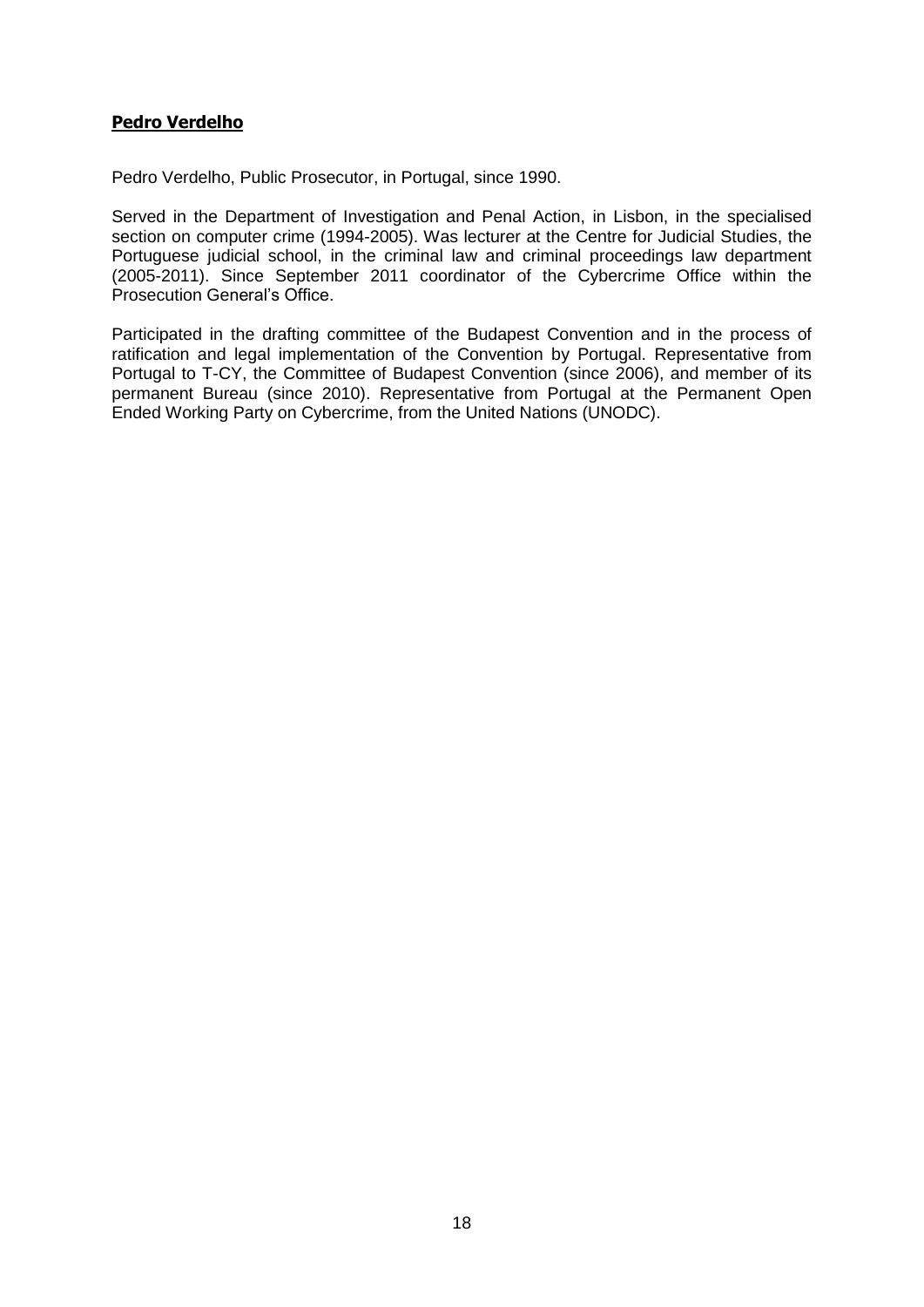**Pedro Verdelho**

Pedro Verdelho, Public Prosecutor, in Portugal, since 1990.

Served in the Department of Investigation and Penal Action, in Lisbon, in the specialised section on computer crime (1994-2005). Was lecturer at the Centre for Judicial Studies, the Portuguese judicial school, in the criminal law and criminal proceedings law department (2005-2011). Since September 2011 coordinator of the Cybercrime Office within the Prosecution General's Office.

Participated in the drafting committee of the Budapest Convention and in the process of ratification and legal implementation of the Convention by Portugal. Representative from Portugal to T-CY, the Committee of Budapest Convention (since 2006), and member of its permanent Bureau (since 2010). Representative from Portugal at the Permanent Open Ended Working Party on Cybercrime, from the United Nations (UNODC).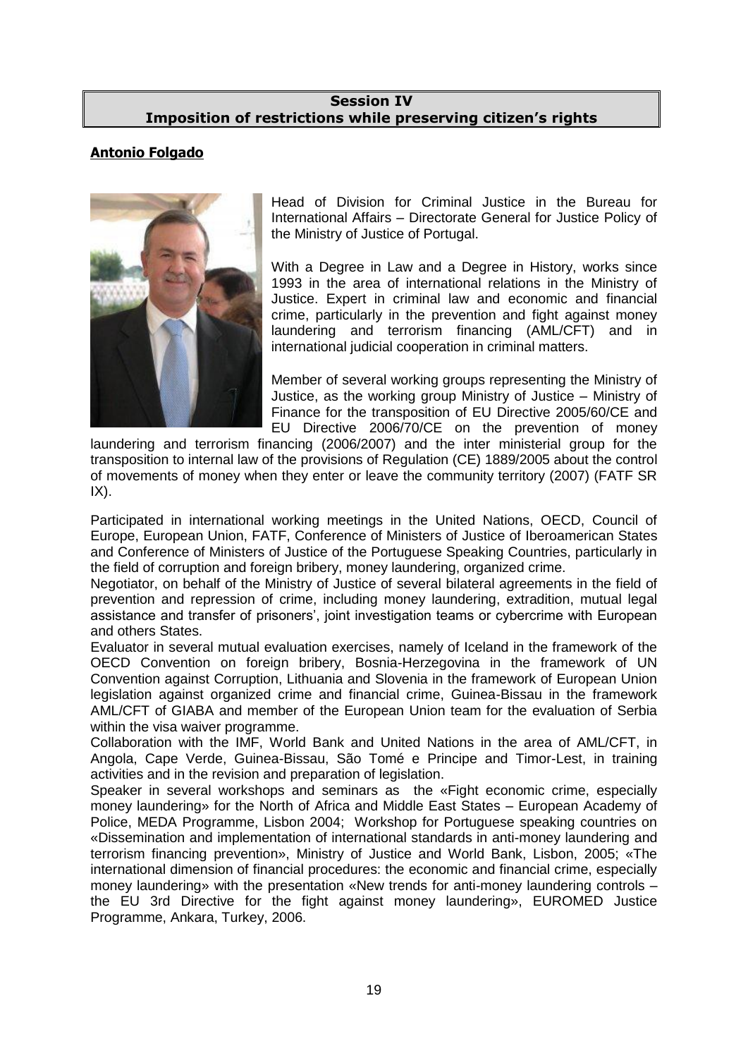## Session IV
## Imposition of restrictions while preserving citizen's rights

### Antonio Folgado

Head of Division for Criminal Justice in the Bureau for International Affairs – Directorate General for Justice Policy of the Ministry of Justice of Portugal.

With a Degree in Law and a Degree in History, works since 1993 in the area of international relations in the Ministry of Justice. Expert in criminal law and economic and financial crime, particularly in the prevention and fight against money laundering and terrorism financing (AML/CFT) and in international judicial cooperation in criminal matters.

Member of several working groups representing the Ministry of Justice, as the working group Ministry of Justice – Ministry of Finance for the transposition of EU Directive 2005/60/CE and EU Directive 2006/70/CE on the prevention of money laundering and terrorism financing (2006/2007) and the inter ministerial group for the transposition to internal law of the provisions of Regulation (CE) 1889/2005 about the control of movements of money when they enter or leave the community territory (2007) (FATF SR IX).

Participated in international working meetings in the United Nations, OECD, Council of Europe, European Union, FATF, Conference of Ministers of Justice of Iberoamerican States and Conference of Ministers of Justice of the Portuguese Speaking Countries, particularly in the field of corruption and foreign bribery, money laundering, organized crime.

Negotiator, on behalf of the Ministry of Justice of several bilateral agreements in the field of prevention and repression of crime, including money laundering, extradition, mutual legal assistance and transfer of prisoners', joint investigation teams or cybercrime with European and others States.

Evaluator in several mutual evaluation exercises, namely of Iceland in the framework of the OECD Convention on foreign bribery, Bosnia-Herzegovina in the framework of UN Convention against Corruption, Lithuania and Slovenia in the framework of European Union legislation against organized crime and financial crime, Guinea-Bissau in the framework AML/CFT of GIABA and member of the European Union team for the evaluation of Serbia within the visa waiver programme.

Collaboration with the IMF, World Bank and United Nations in the area of AML/CFT, in Angola, Cape Verde, Guinea-Bissau, São Tomé e Principe and Timor-Lest, in training activities and in the revision and preparation of legislation.

Speaker in several workshops and seminars as the «Fight economic crime, especially money laundering» for the North of Africa and Middle East States – European Academy of Police, MEDA Programme, Lisbon 2004; Workshop for Portuguese speaking countries on «Dissemination and implementation of international standards in anti-money laundering and terrorism financing prevention», Ministry of Justice and World Bank, Lisbon, 2005; «The international dimension of financial procedures: the economic and financial crime, especially money laundering» with the presentation «New trends for anti-money laundering controls – the EU 3rd Directive for the fight against money laundering», EUROMED Justice Programme, Ankara, Turkey, 2006.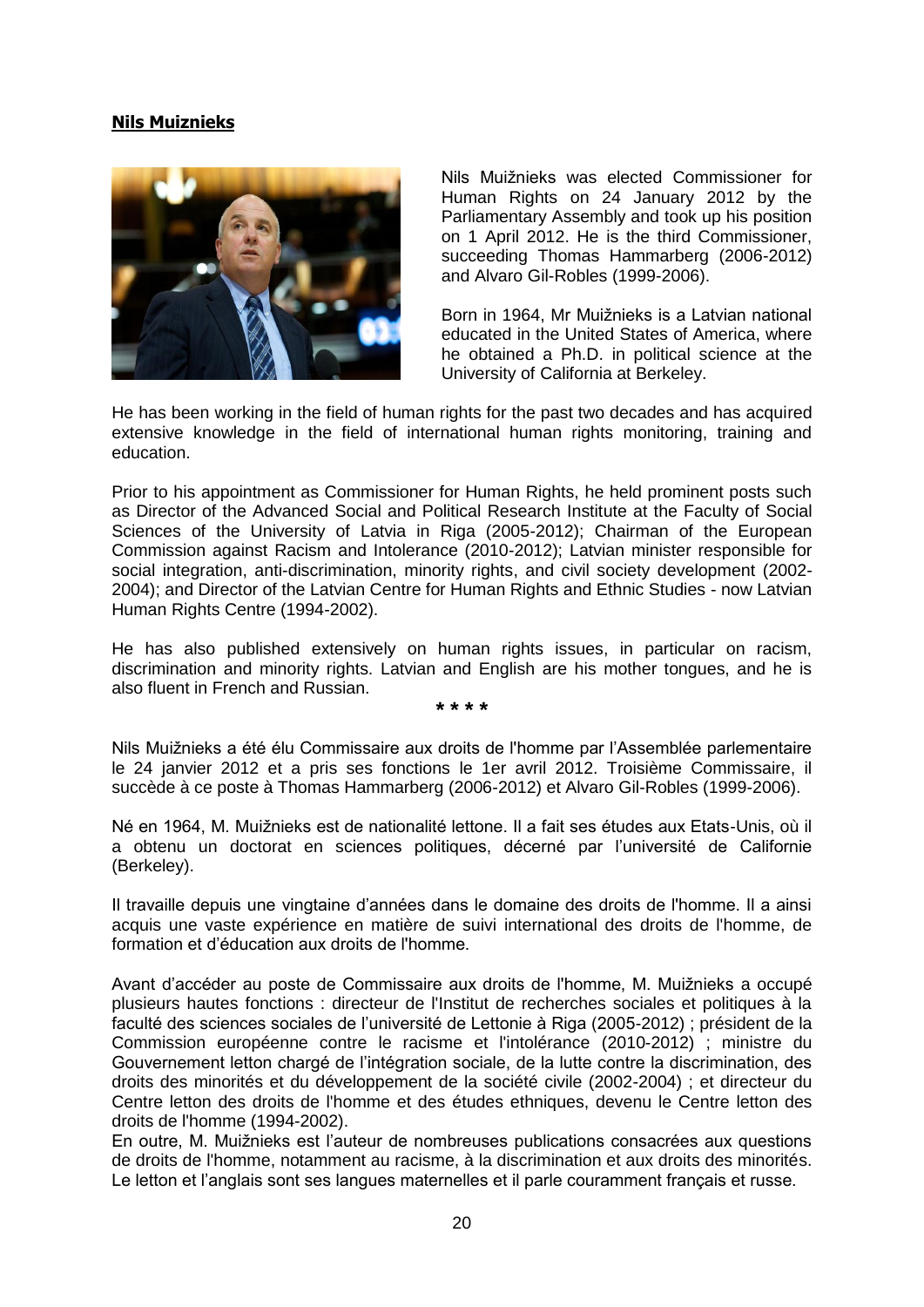**Nils Muiznieks**

Nils Muižnieks was elected Commissioner for Human Rights on 24 January 2012 by the Parliamentary Assembly and took up his position on 1 April 2012. He is the third Commissioner, succeeding Thomas Hammarberg (2006-2012) and Alvaro Gil-Robles (1999-2006).

Born in 1964, Mr Muižnieks is a Latvian national educated in the United States of America, where he obtained a Ph.D. in political science at the University of California at Berkeley.

He has been working in the field of human rights for the past two decades and has acquired extensive knowledge in the field of international human rights monitoring, training and education.

Prior to his appointment as Commissioner for Human Rights, he held prominent posts such as Director of the Advanced Social and Political Research Institute at the Faculty of Social Sciences of the University of Latvia in Riga (2005-2012); Chairman of the European Commission against Racism and Intolerance (2010-2012); Latvian minister responsible for social integration, anti-discrimination, minority rights, and civil society development (2002-2004); and Director of the Latvian Centre for Human Rights and Ethnic Studies - now Latvian Human Rights Centre (1994-2002).

He has also published extensively on human rights issues, in particular on racism, discrimination and minority rights. Latvian and English are his mother tongues, and he is also fluent in French and Russian.

* * * *

Nils Muižnieks a été élu Commissaire aux droits de l'homme par l'Assemblée parlementaire le 24 janvier 2012 et a pris ses fonctions le 1er avril 2012. Troisième Commissaire, il succède à ce poste à Thomas Hammarberg (2006-2012) et Alvaro Gil-Robles (1999-2006).

Né en 1964, M. Muižnieks est de nationalité lettone. Il a fait ses études aux Etats-Unis, où il a obtenu un doctorat en sciences politiques, décerné par l'université de Californie (Berkeley).

Il travaille depuis une vingtaine d'années dans le domaine des droits de l'homme. Il a ainsi acquis une vaste expérience en matière de suivi international des droits de l'homme, de formation et d'éducation aux droits de l'homme.

Avant d'accéder au poste de Commissaire aux droits de l'homme, M. Muižnieks a occupé plusieurs hautes fonctions : directeur de l'Institut de recherches sociales et politiques à la faculté des sciences sociales de l'université de Lettonie à Riga (2005-2012) ; président de la Commission européenne contre le racisme et l'intolérance (2010-2012) ; ministre du Gouvernement letton chargé de l'intégration sociale, de la lutte contre la discrimination, des droits des minorités et du développement de la société civile (2002-2004) ; et directeur du Centre letton des droits de l'homme et des études ethniques, devenu le Centre letton des droits de l'homme (1994-2002).

En outre, M. Muižnieks est l'auteur de nombreuses publications consacrées aux questions de droits de l'homme, notamment au racisme, à la discrimination et aux droits des minorités. Le letton et l'anglais sont ses langues maternelles et il parle couramment français et russe.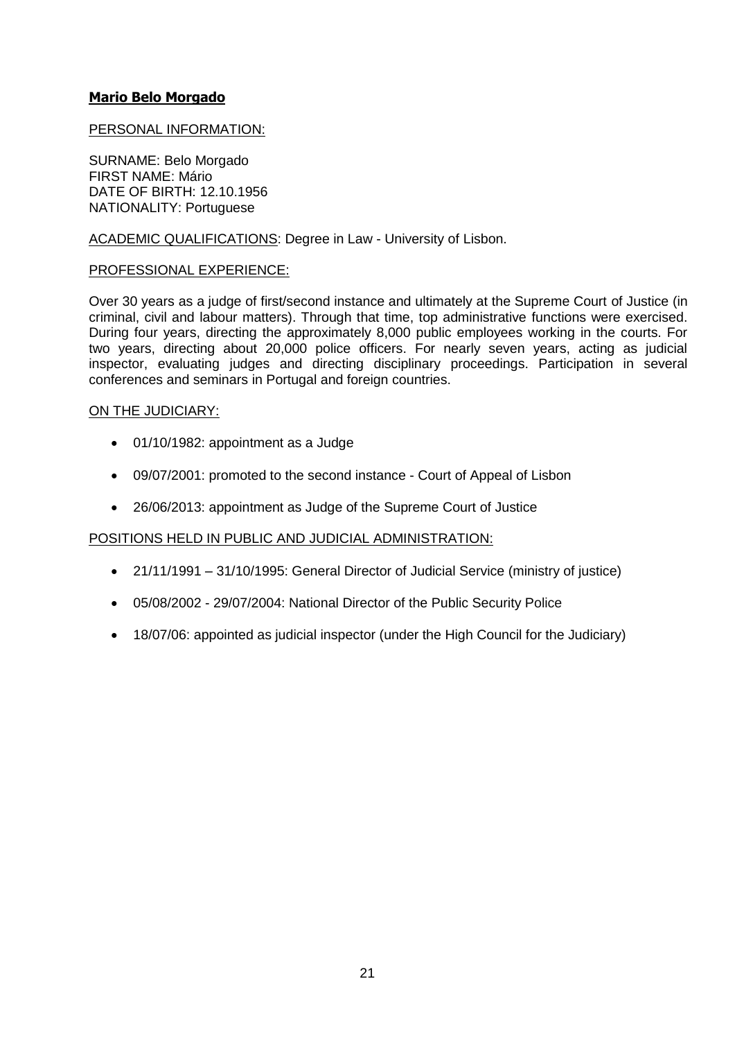**Mario Belo Morgado**

PERSONAL INFORMATION:

SURNAME: Belo Morgado
FIRST NAME: Mário
DATE OF BIRTH: 12.10.1956
NATIONALITY: Portuguese

ACADEMIC QUALIFICATIONS: Degree in Law - University of Lisbon.

PROFESSIONAL EXPERIENCE:

Over 30 years as a judge of first/second instance and ultimately at the Supreme Court of Justice (in criminal, civil and labour matters). Through that time, top administrative functions were exercised. During four years, directing the approximately 8,000 public employees working in the courts. For two years, directing about 20,000 police officers. For nearly seven years, acting as judicial inspector, evaluating judges and directing disciplinary proceedings. Participation in several conferences and seminars in Portugal and foreign countries.

ON THE JUDICIARY:

- 01/10/1982: appointment as a Judge
- 09/07/2001: promoted to the second instance - Court of Appeal of Lisbon
- 26/06/2013: appointment as Judge of the Supreme Court of Justice

POSITIONS HELD IN PUBLIC AND JUDICIAL ADMINISTRATION:

- 21/11/1991 – 31/10/1995: General Director of Judicial Service (ministry of justice)
- 05/08/2002 - 29/07/2004: National Director of the Public Security Police
- 18/07/06: appointed as judicial inspector (under the High Council for the Judiciary)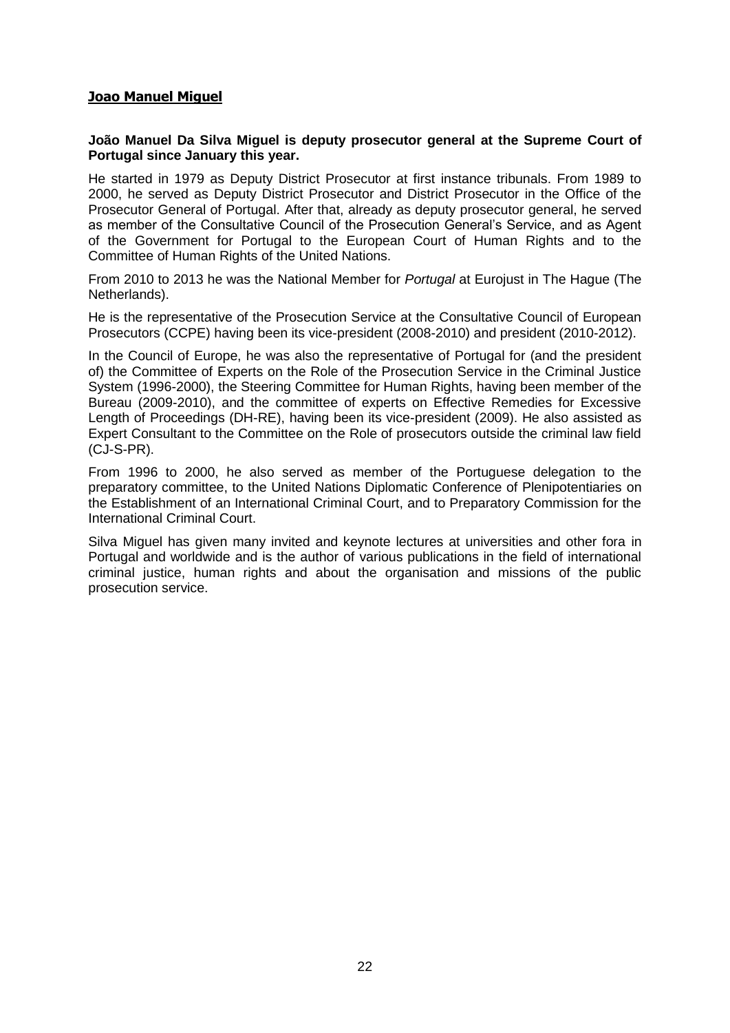## Joao Manuel Miguel

**João Manuel Da Silva Miguel is deputy prosecutor general at the Supreme Court of Portugal since January this year.**

He started in 1979 as Deputy District Prosecutor at first instance tribunals. From 1989 to 2000, he served as Deputy District Prosecutor and District Prosecutor in the Office of the Prosecutor General of Portugal. After that, already as deputy prosecutor general, he served as member of the Consultative Council of the Prosecution General's Service, and as Agent of the Government for Portugal to the European Court of Human Rights and to the Committee of Human Rights of the United Nations.

From 2010 to 2013 he was the National Member for *Portugal* at Eurojust in The Hague (The Netherlands).

He is the representative of the Prosecution Service at the Consultative Council of European Prosecutors (CCPE) having been its vice-president (2008-2010) and president (2010-2012).

In the Council of Europe, he was also the representative of Portugal for (and the president of) the Committee of Experts on the Role of the Prosecution Service in the Criminal Justice System (1996-2000), the Steering Committee for Human Rights, having been member of the Bureau (2009-2010), and the committee of experts on Effective Remedies for Excessive Length of Proceedings (DH-RE), having been its vice-president (2009). He also assisted as Expert Consultant to the Committee on the Role of prosecutors outside the criminal law field (CJ-S-PR).

From 1996 to 2000, he also served as member of the Portuguese delegation to the preparatory committee, to the United Nations Diplomatic Conference of Plenipotentiaries on the Establishment of an International Criminal Court, and to Preparatory Commission for the International Criminal Court.

Silva Miguel has given many invited and keynote lectures at universities and other fora in Portugal and worldwide and is the author of various publications in the field of international criminal justice, human rights and about the organisation and missions of the public prosecution service.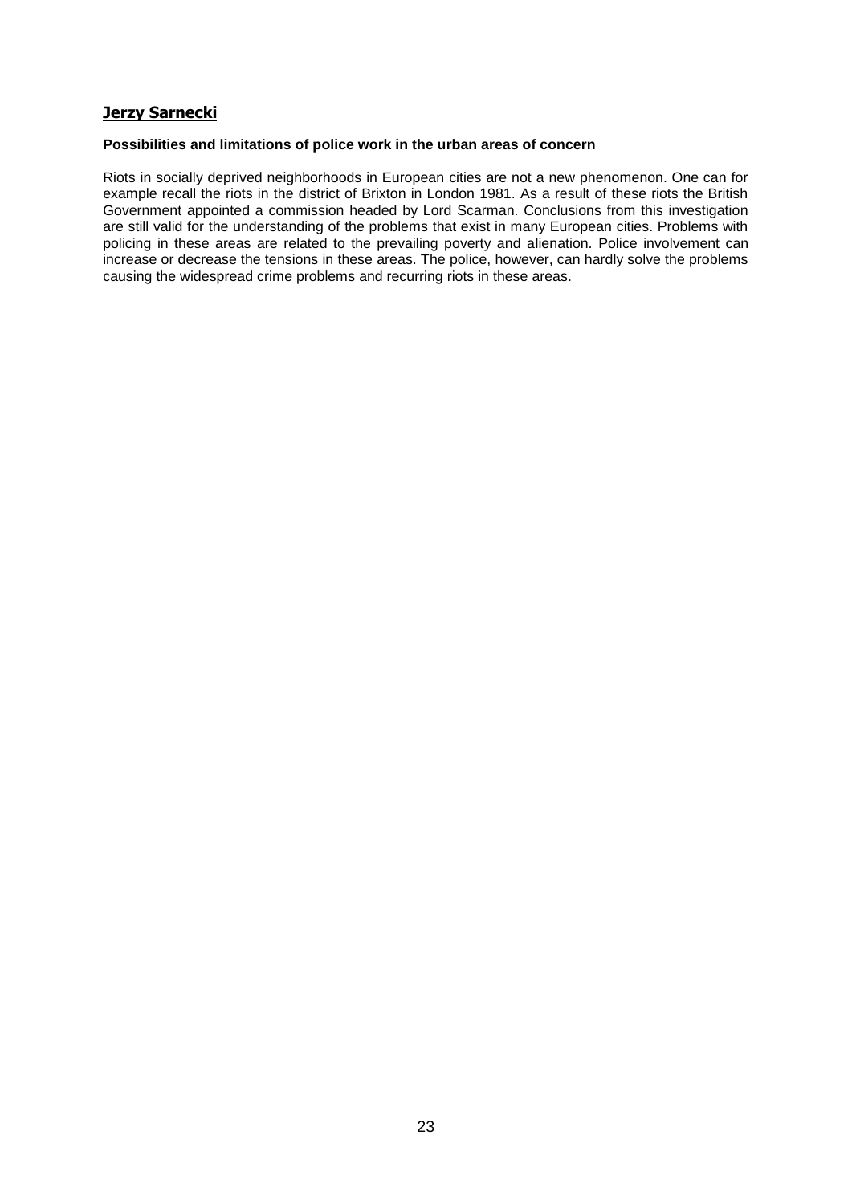## Jerzy Sarnecki

**Possibilities and limitations of police work in the urban areas of concern**

Riots in socially deprived neighborhoods in European cities are not a new phenomenon. One can for example recall the riots in the district of Brixton in London 1981. As a result of these riots the British Government appointed a commission headed by Lord Scarman. Conclusions from this investigation are still valid for the understanding of the problems that exist in many European cities. Problems with policing in these areas are related to the prevailing poverty and alienation. Police involvement can increase or decrease the tensions in these areas. The police, however, can hardly solve the problems causing the widespread crime problems and recurring riots in these areas.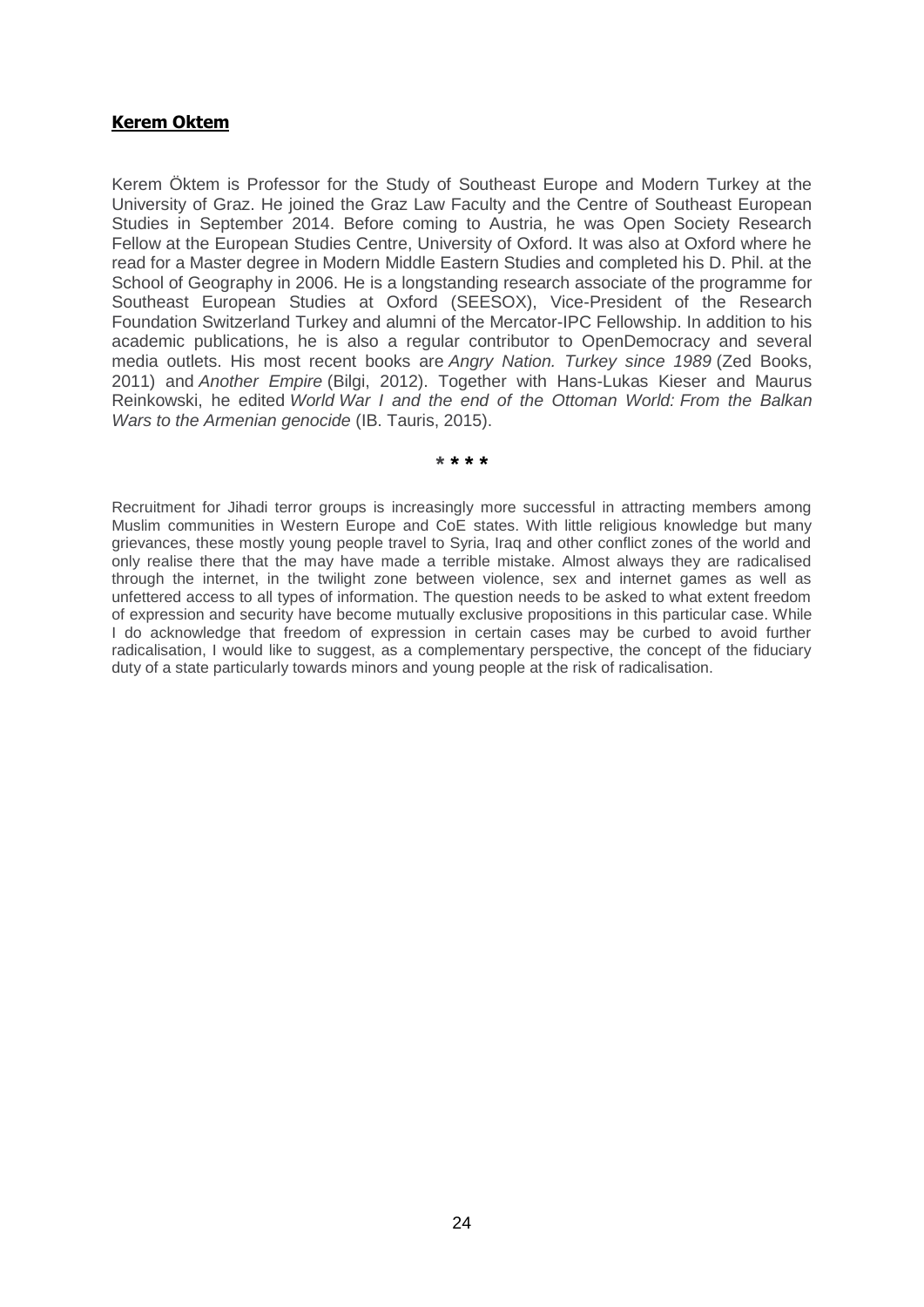**Kerem Oktem**

Kerem Öktem is Professor for the Study of Southeast Europe and Modern Turkey at the University of Graz. He joined the Graz Law Faculty and the Centre of Southeast European Studies in September 2014. Before coming to Austria, he was Open Society Research Fellow at the European Studies Centre, University of Oxford. It was also at Oxford where he read for a Master degree in Modern Middle Eastern Studies and completed his D. Phil. at the School of Geography in 2006. He is a longstanding research associate of the programme for Southeast European Studies at Oxford (SEESOX), Vice-President of the Research Foundation Switzerland Turkey and alumni of the Mercator-IPC Fellowship. In addition to his academic publications, he is also a regular contributor to OpenDemocracy and several media outlets. His most recent books are *Angry Nation. Turkey since 1989* (Zed Books, 2011) and *Another Empire* (Bilgi, 2012). Together with Hans-Lukas Kieser and Maurus Reinkowski, he edited *World War I and the end of the Ottoman World: From the Balkan Wars to the Armenian genocide* (IB. Tauris, 2015).

\* \* \* \*

Recruitment for Jihadi terror groups is increasingly more successful in attracting members among Muslim communities in Western Europe and CoE states. With little religious knowledge but many grievances, these mostly young people travel to Syria, Iraq and other conflict zones of the world and only realise there that the may have made a terrible mistake. Almost always they are radicalised through the internet, in the twilight zone between violence, sex and internet games as well as unfettered access to all types of information. The question needs to be asked to what extent freedom of expression and security have become mutually exclusive propositions in this particular case. While I do acknowledge that freedom of expression in certain cases may be curbed to avoid further radicalisation, I would like to suggest, as a complementary perspective, the concept of the fiduciary duty of a state particularly towards minors and young people at the risk of radicalisation.